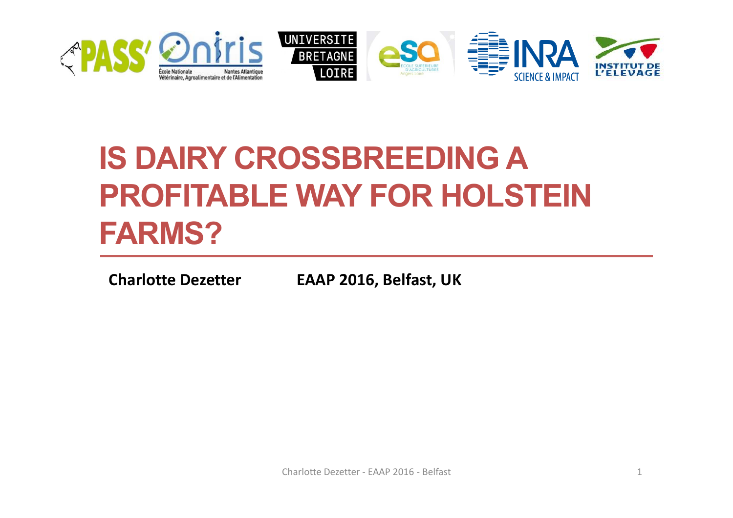# IS DAIRY CROSSBREEDING A PROFITABLE WAY FOR HOLSTEIN FARMS?

**Charlotte Dezetter** **EAAP 2016, Belfast, UK**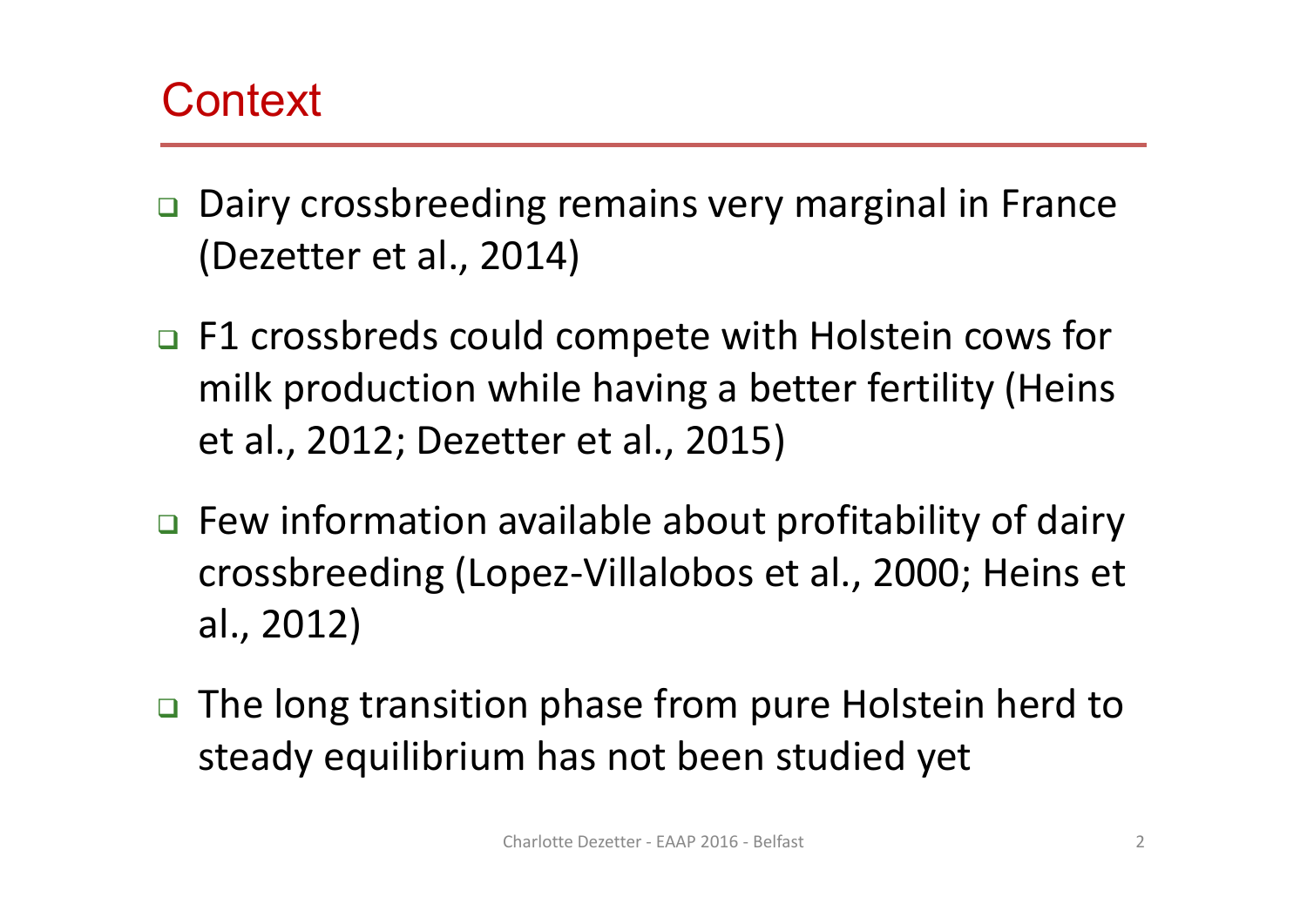# Context

- Dairy crossbreeding remains very marginal in France (Dezetter et al., 2014)
- F1 crossbreds could compete with Holstein cows for milk production while having a better fertility (Heins et al., 2012; Dezetter et al., 2015)
- Few information available about profitability of dairy crossbreeding (Lopez-Villalobos et al., 2000; Heins et al., 2012)
- The long transition phase from pure Holstein herd to steady equilibrium has not been studied yet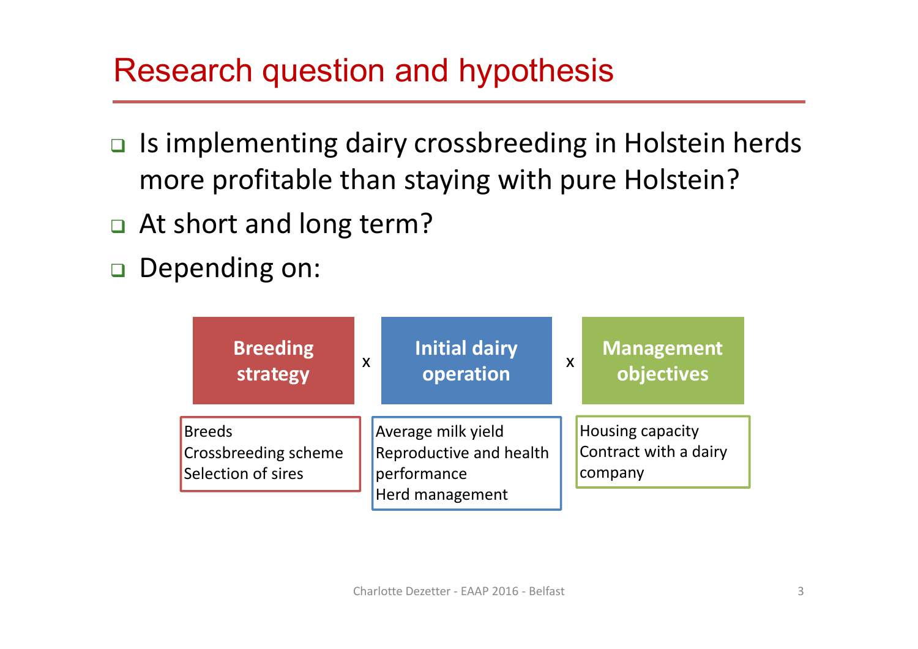# Research question and hypothesis

- Is implementing dairy crossbreeding in Holstein herds more profitable than staying with pure Holstein?
- At short and long term?
- Depending on:

| **Breeding strategy** | x | **Initial dairy operation** | x | **Management objectives** |
|---|---|---|---|---|
| Breeds<br>Crossbreeding scheme<br>Selection of sires | | Average milk yield<br>Reproductive and health performance<br>Herd management | | Housing capacity<br>Contract with a dairy company |

Charlotte Dezetter - EAAP 2016 - Belfast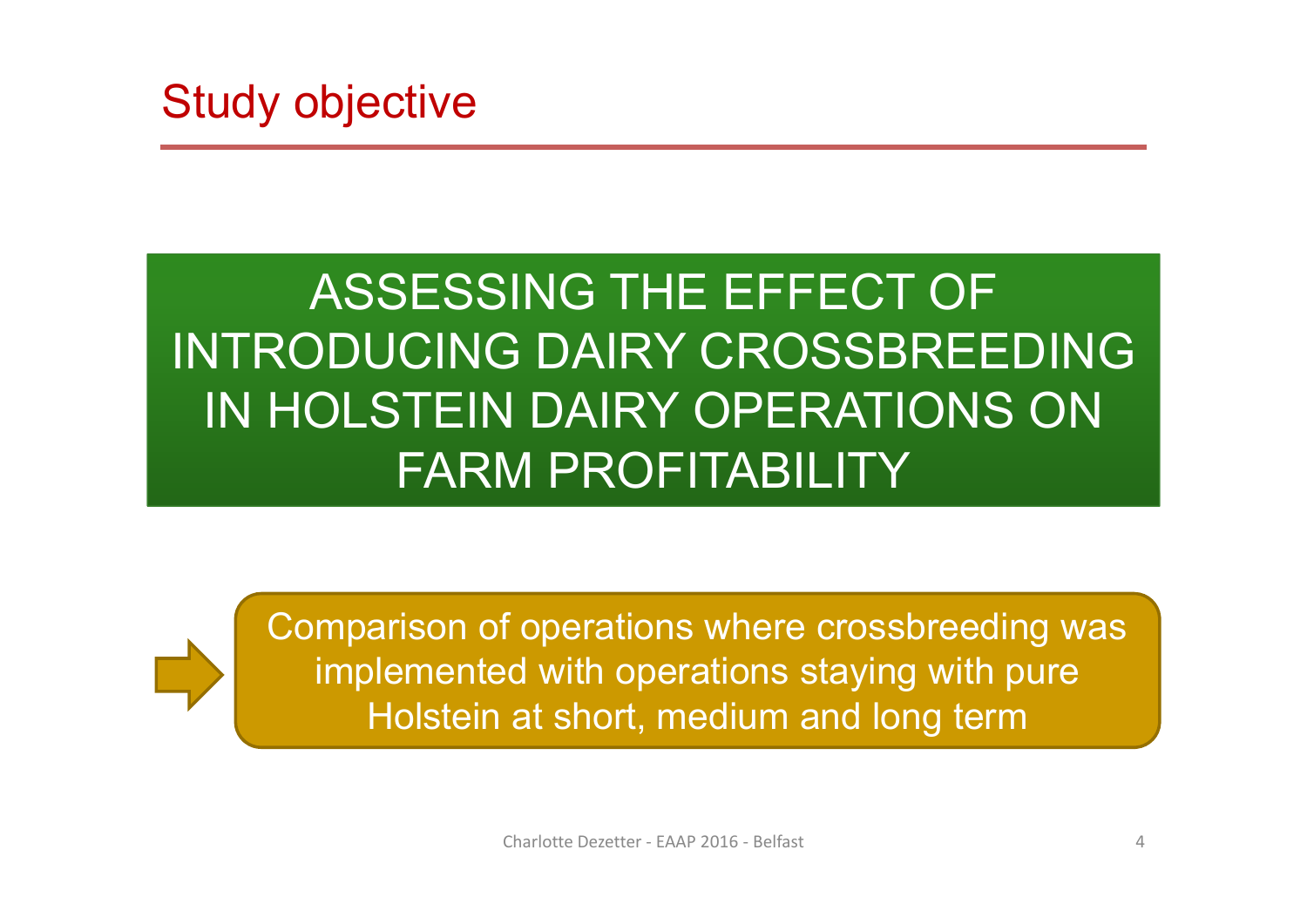# Study objective

**ASSESSING THE EFFECT OF INTRODUCING DAIRY CROSSBREEDING IN HOLSTEIN DAIRY OPERATIONS ON FARM PROFITABILITY**

→ Comparison of operations where crossbreeding was implemented with operations staying with pure Holstein at short, medium and long term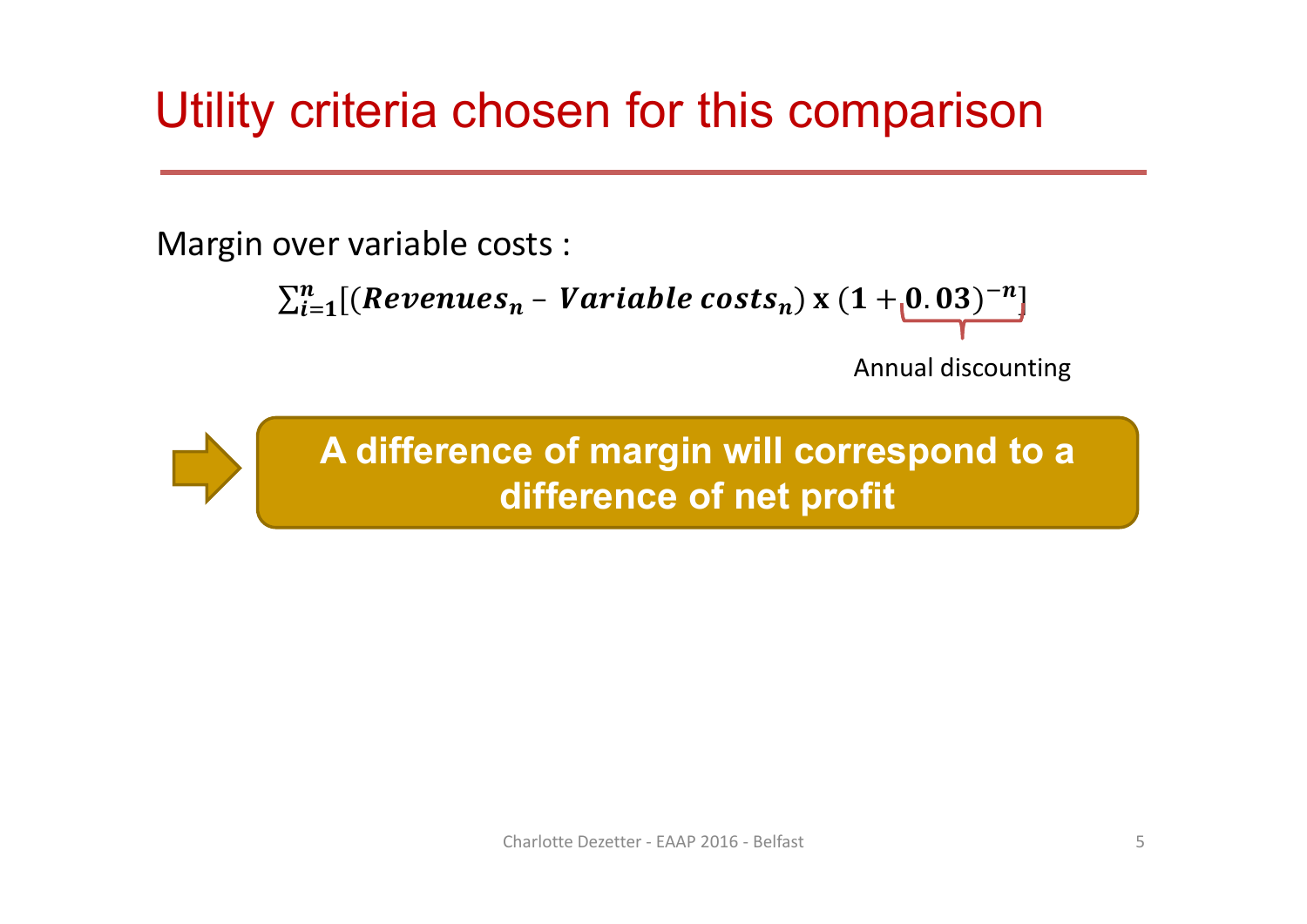# Utility criteria chosen for this comparison

Margin over variable costs :

$$\sum_{i=1}^{n}[(\boldsymbol{Revenues_n} - \boldsymbol{Variable\ costs_n}) \times (\mathbf{1} + \underbrace{\mathbf{0.03})^{-n}}_{\text{Annual discounting}}]$$

**A difference of margin will correspond to a difference of net profit**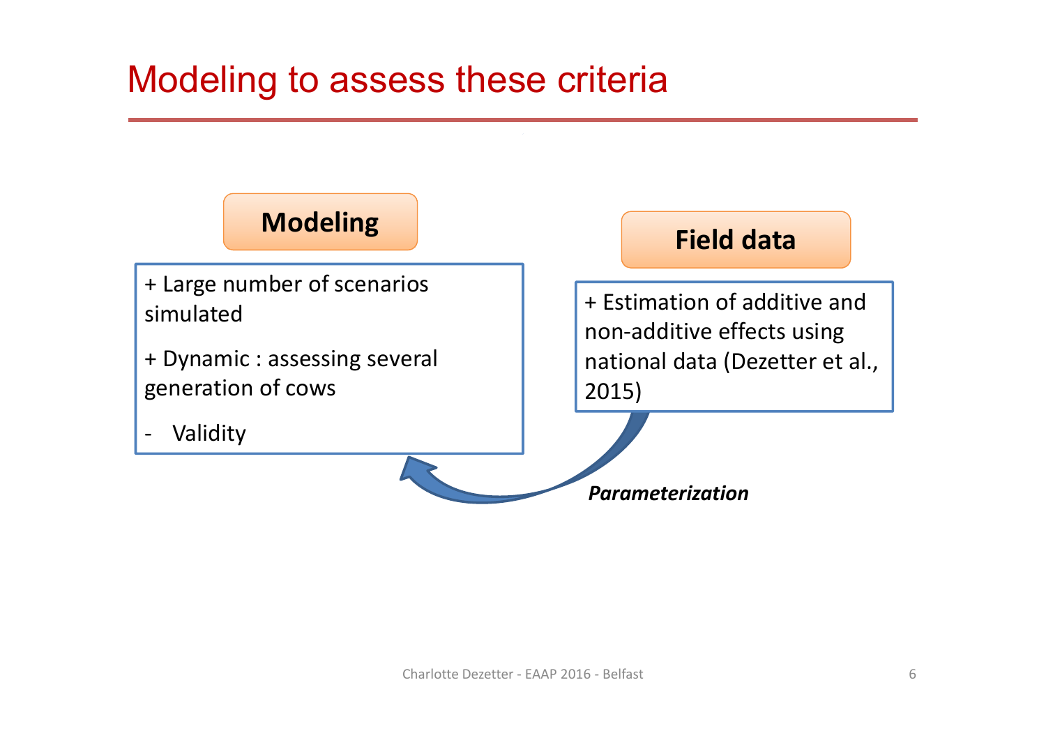# Modeling to assess these criteria

## Modeling

+ Large number of scenarios simulated

+ Dynamic : assessing several generation of cows

- Validity

## Field data

+ Estimation of additive and non-additive effects using national data (Dezetter et al., 2015)

***Parameterization***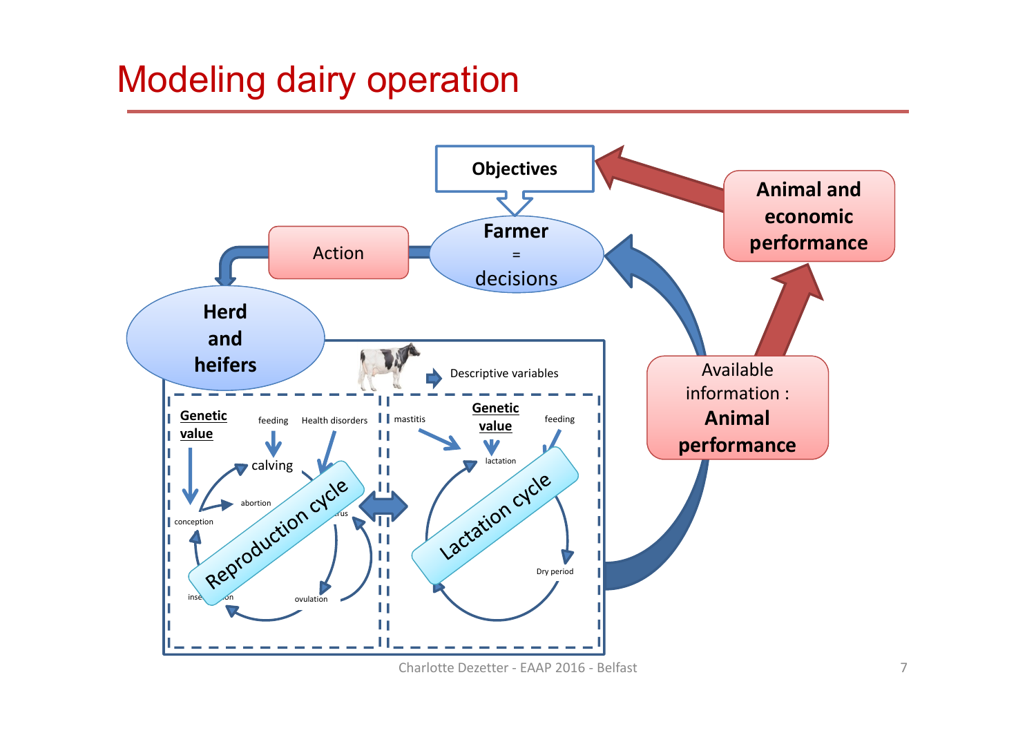# Modeling dairy operation

Objectives

Farmer = decisions

Action

Animal and economic performance

Herd and heifers

Descriptive variables

Available information : **Animal performance**

**Genetic value**

feeding

Health disorders

calving

abortion

conception

Reproduction cycle

estrus

ovulation

insemination

mastitis

**Genetic value**

feeding

lactation

Lactation cycle

Dry period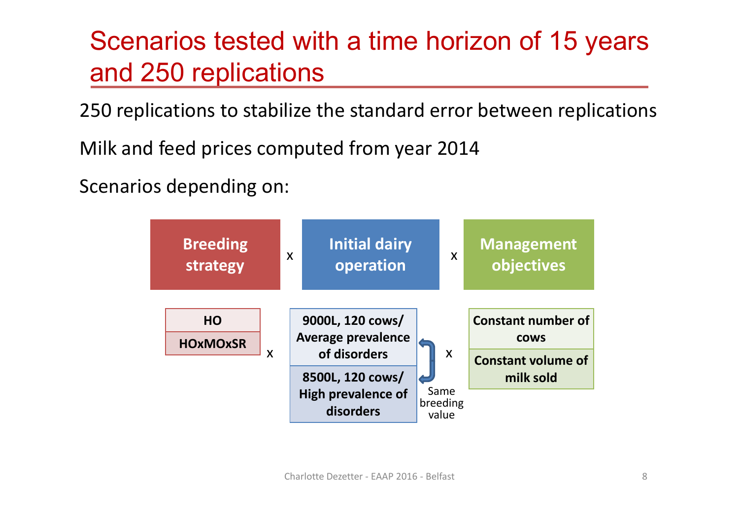# Scenarios tested with a time horizon of 15 years and 250 replications

250 replications to stabilize the standard error between replications

Milk and feed prices computed from year 2014

Scenarios depending on:

| Breeding strategy | x | Initial dairy operation | x | Management objectives |
|---|---|---|---|---|
| HO | x | 9000L, 120 cows/ Average prevalence of disorders | x | Constant number of cows |
| HOxMOxSR | | 8500L, 120 cows/ High prevalence of disorders | | Constant volume of milk sold |

Same breeding value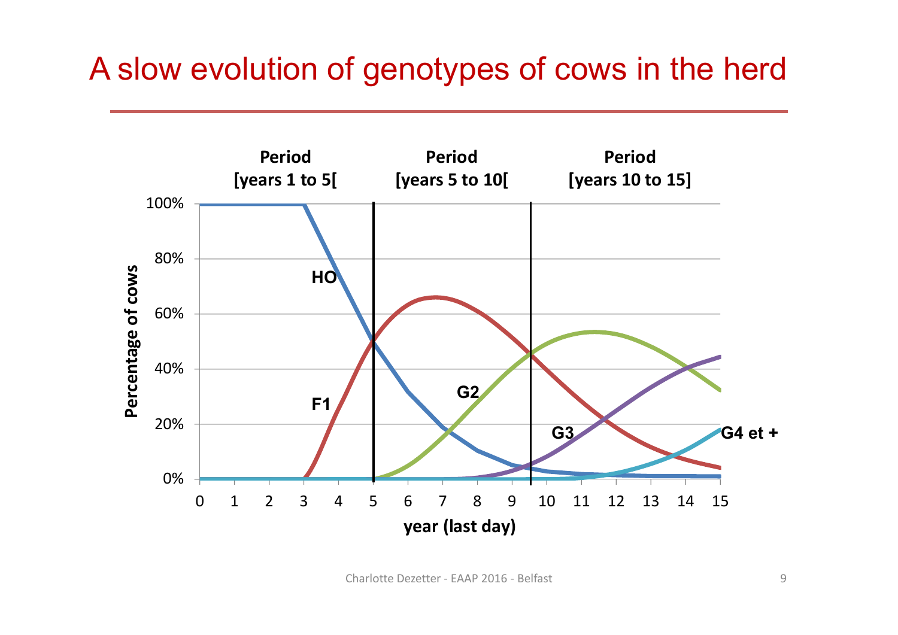# A slow evolution of genotypes of cows in the herd

Period [years 1 to 5[

Period [years 5 to 10[

Period [years 10 to 15]

Percentage of cows

100%

80%

60%

40%

20%

0%

HO

F1

G2

G3

G4 et +

0 1 2 3 4 5 6 7 8 9 10 11 12 13 14 15

year (last day)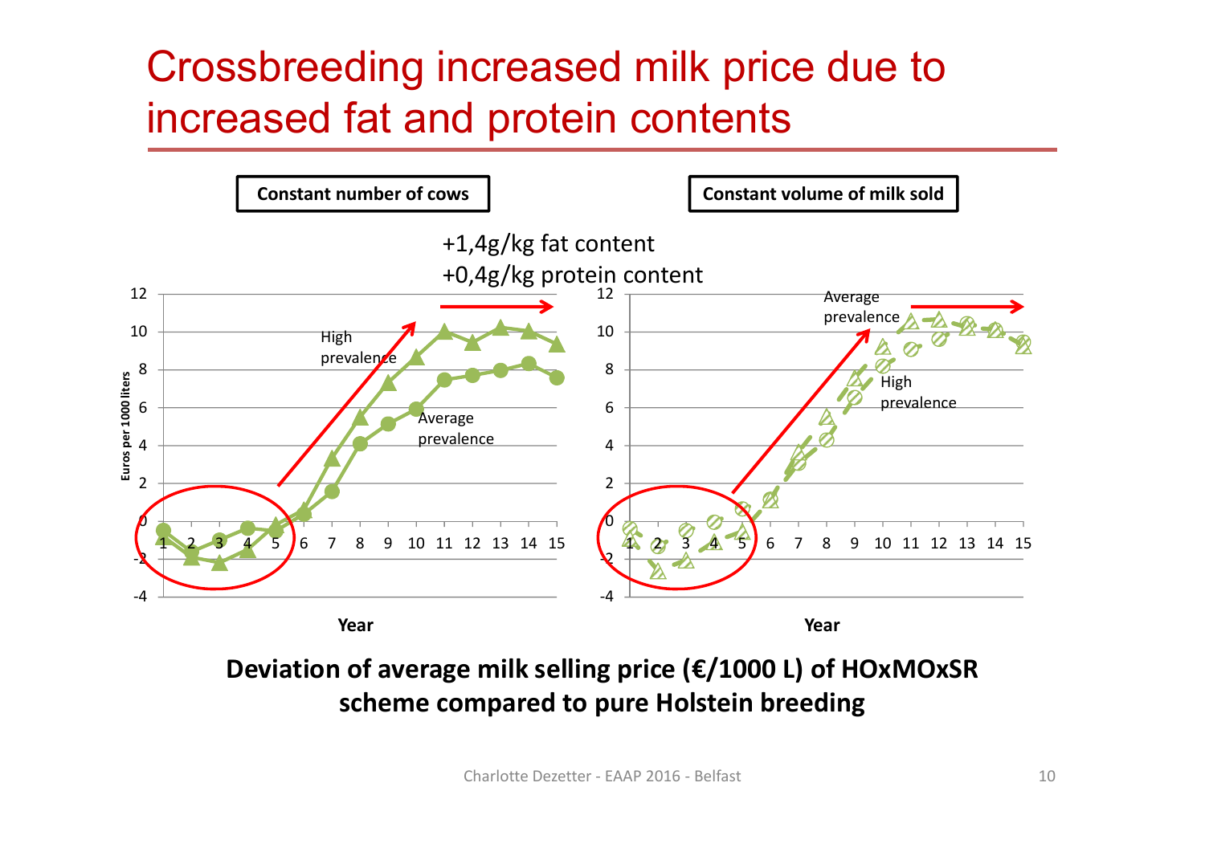# Crossbreeding increased milk price due to increased fat and protein contents

**Constant number of cows**

**Constant volume of milk sold**

+1,4g/kg fat content
+0,4g/kg protein content

Euros per 1000 liters

High prevalence

Average prevalence

Year

**Deviation of average milk selling price (€/1000 L) of HOxMOxSR scheme compared to pure Holstein breeding**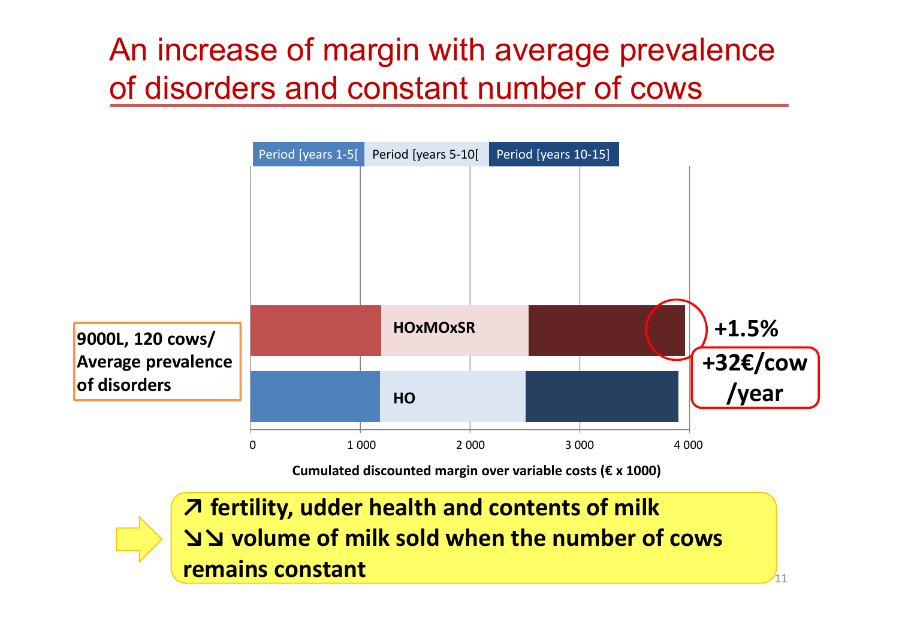# An increase of margin with average prevalence of disorders and constant number of cows

Period [years 1-5[ | Period [years 5-10[ | Period [years 10-15]

**9000L, 120 cows/ Average prevalence of disorders**

**HOxMOxSR**

**HO**

0 | 1 000 | 2 000 | 3 000 | 4 000

**Cumulated discounted margin over variable costs (€ x 1000)**

**+1.5%**

**+32€/cow /year**

**↗ fertility, udder health and contents of milk**
**↘↘ volume of milk sold when the number of cows remains constant**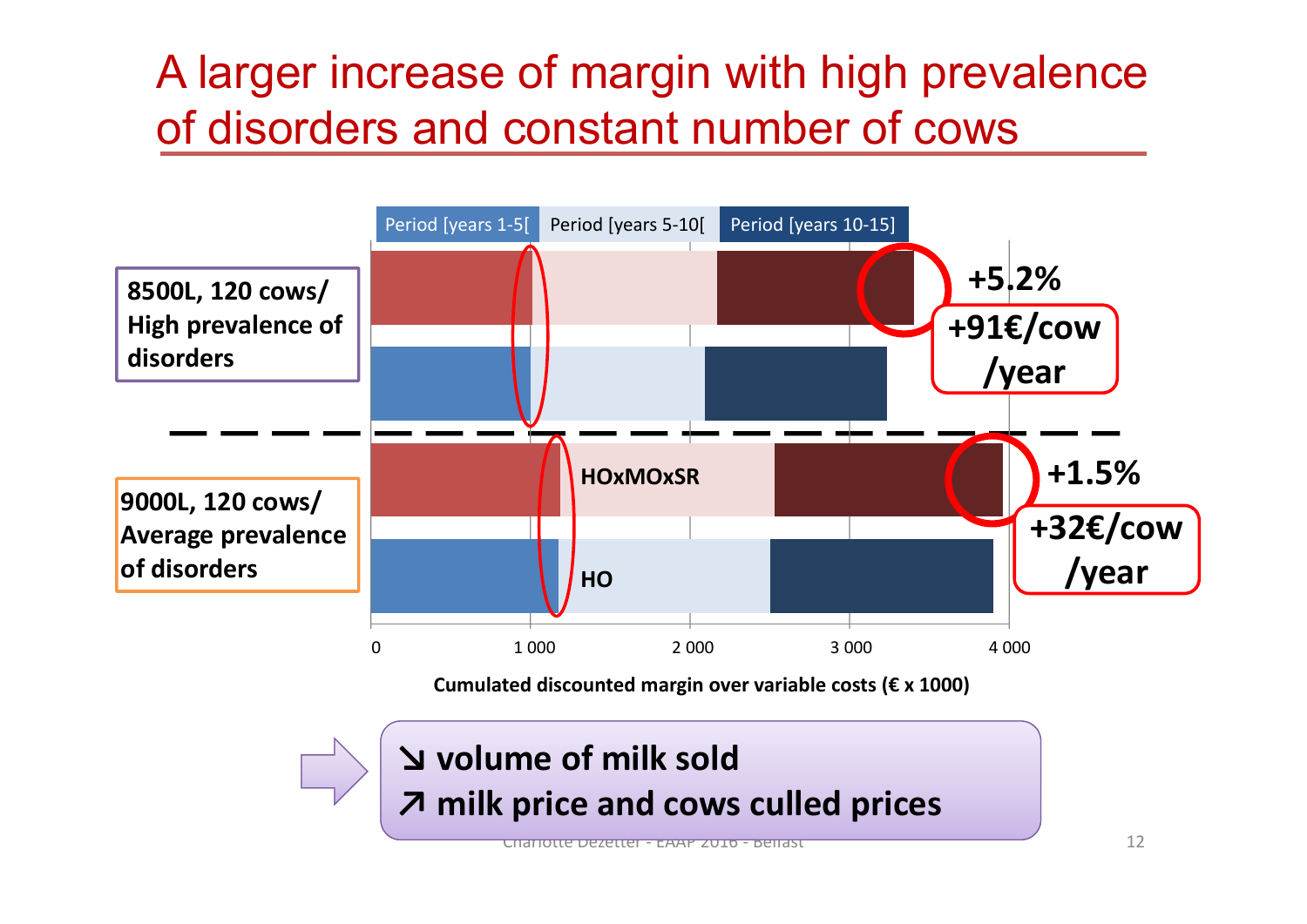# A larger increase of margin with high prevalence of disorders and constant number of cows

Period [years 1-5[ | Period [years 5-10[ | Period [years 10-15[

**8500L, 120 cows/ High prevalence of disorders**

**+5.2%**

**+91€/cow /year**

**9000L, 120 cows/ Average prevalence of disorders**

**HOxMOxSR**

**HO**

**+1.5%**

**+32€/cow /year**

0 | 1 000 | 2 000 | 3 000 | 4 000

**Cumulated discounted margin over variable costs (€ x 1000)**

- **↘ volume of milk sold**
- **↗ milk price and cows culled prices**

Charlotte Dezetter - EAAP 2016 - Belfast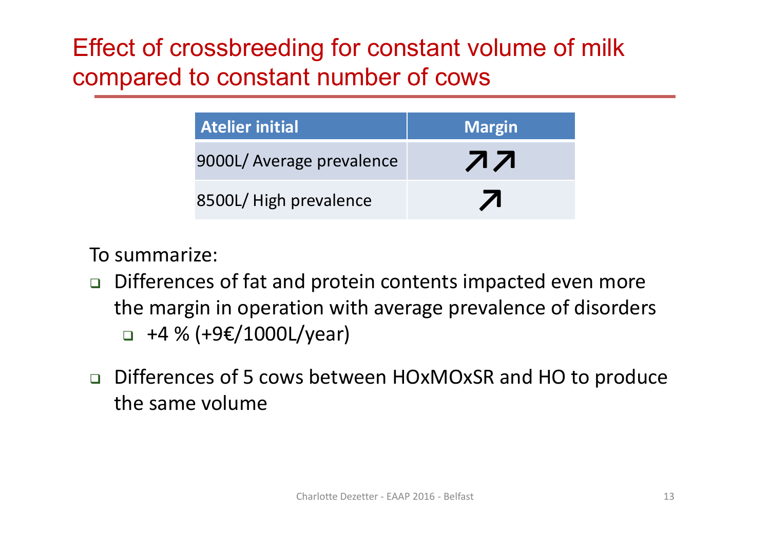# Effect of crossbreeding for constant volume of milk compared to constant number of cows

| Atelier initial | Margin |
| --- | --- |
| 9000L/ Average prevalence | ↗↗ |
| 8500L/ High prevalence | ↗ |

To summarize:

- Differences of fat and protein contents impacted even more the margin in operation with average prevalence of disorders
  - +4 % (+9€/1000L/year)
- Differences of 5 cows between HOxMOxSR and HO to produce the same volume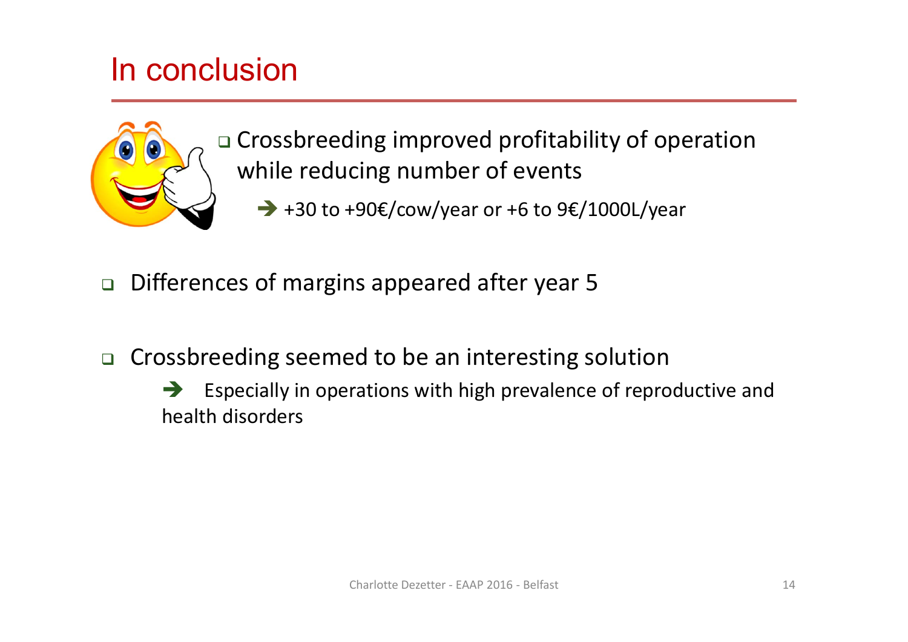# In conclusion

- Crossbreeding improved profitability of operation while reducing number of events
  - ➔ +30 to +90€/cow/year or +6 to 9€/1000L/year

- Differences of margins appeared after year 5

- Crossbreeding seemed to be an interesting solution
  - ➔ Especially in operations with high prevalence of reproductive and health disorders

Charlotte Dezetter - EAAP 2016 - Belfast